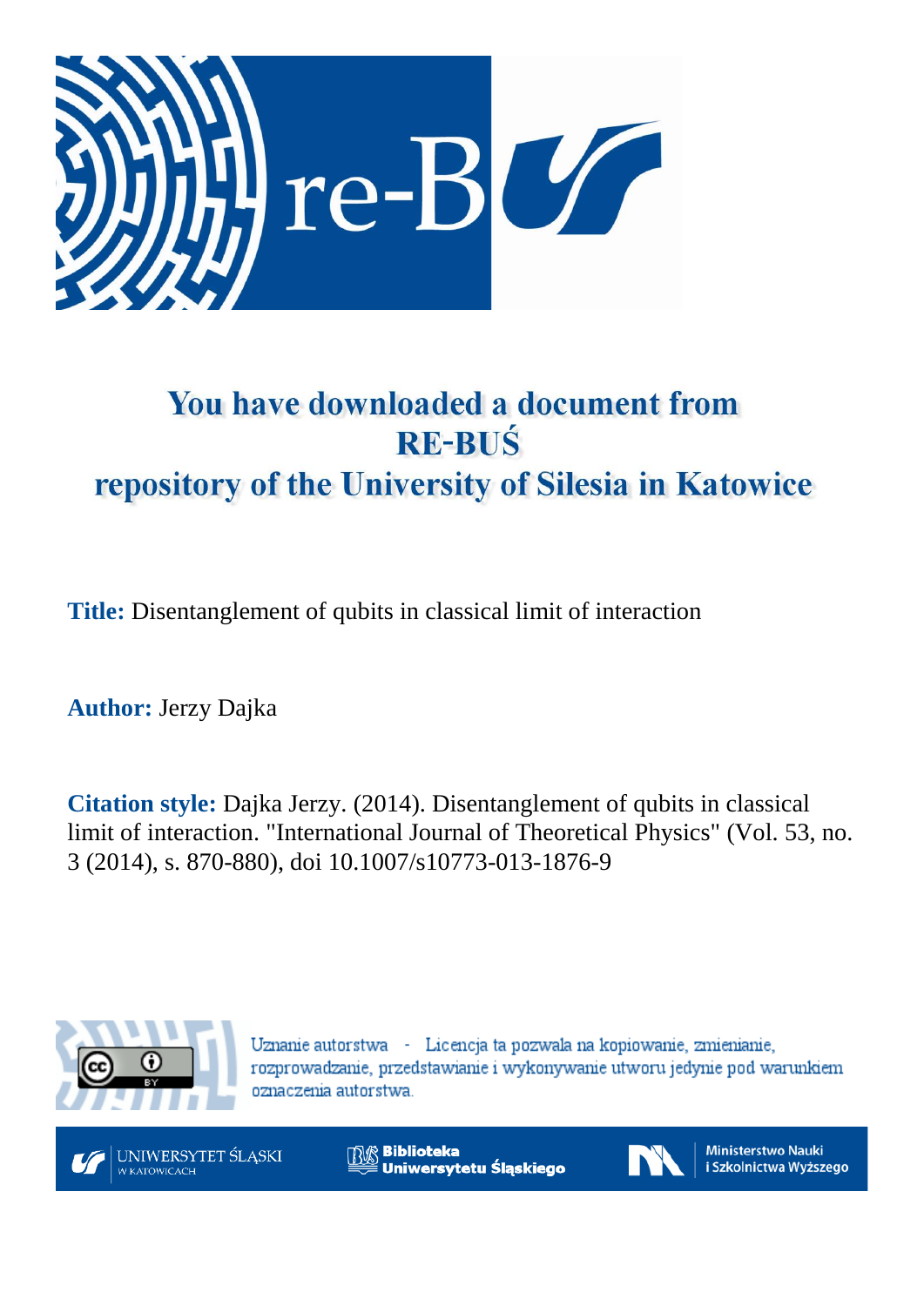# You have downloaded a document from RE-BUŚ repository of the University of Silesia in Katowice

**Title:** Disentanglement of qubits in classical limit of interaction

**Author:** Jerzy Dajka

**Citation style:** Dajka Jerzy. (2014). Disentanglement of qubits in classical limit of interaction. "International Journal of Theoretical Physics" (Vol. 53, no. 3 (2014), s. 870-880), doi 10.1007/s10773-013-1876-9

Uznanie autorstwa - Licencja ta pozwala na kopiowanie, zmienianie, rozprowadzanie, przedstawianie i wykonywanie utworu jedynie pod warunkiem oznaczenia autorstwa.

UNIWERSYTET ŚLĄSKI W KATOWICACH

Biblioteka Uniwersytetu Śląskiego

Ministerstwo Nauki i Szkolnictwa Wyższego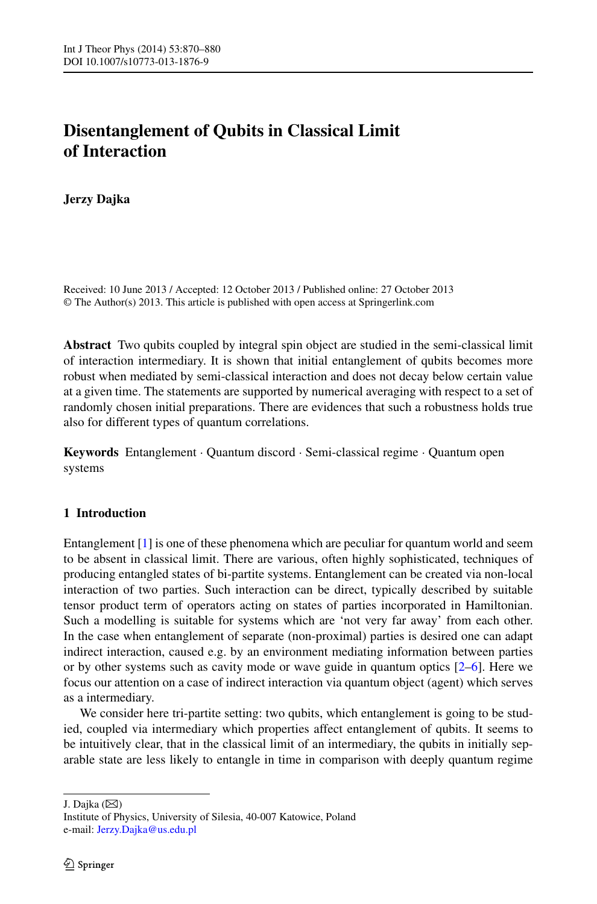# Disentanglement of Qubits in Classical Limit of Interaction

**Jerzy Dajka**

Received: 10 June 2013 / Accepted: 12 October 2013 / Published online: 27 October 2013
© The Author(s) 2013. This article is published with open access at Springerlink.com

**Abstract** Two qubits coupled by integral spin object are studied in the semi-classical limit of interaction intermediary. It is shown that initial entanglement of qubits becomes more robust when mediated by semi-classical interaction and does not decay below certain value at a given time. The statements are supported by numerical averaging with respect to a set of randomly chosen initial preparations. There are evidences that such a robustness holds true also for different types of quantum correlations.

**Keywords** Entanglement · Quantum discord · Semi-classical regime · Quantum open systems

## 1 Introduction

Entanglement [1] is one of these phenomena which are peculiar for quantum world and seem to be absent in classical limit. There are various, often highly sophisticated, techniques of producing entangled states of bi-partite systems. Entanglement can be created via non-local interaction of two parties. Such interaction can be direct, typically described by suitable tensor product term of operators acting on states of parties incorporated in Hamiltonian. Such a modelling is suitable for systems which are 'not very far away' from each other. In the case when entanglement of separate (non-proximal) parties is desired one can adapt indirect interaction, caused e.g. by an environment mediating information between parties or by other systems such as cavity mode or wave guide in quantum optics [2–6]. Here we focus our attention on a case of indirect interaction via quantum object (agent) which serves as a intermediary.

We consider here tri-partite setting: two qubits, which entanglement is going to be studied, coupled via intermediary which properties affect entanglement of qubits. It seems to be intuitively clear, that in the classical limit of an intermediary, the qubits in initially separable state are less likely to entangle in time in comparison with deeply quantum regime

J. Dajka (✉)
Institute of Physics, University of Silesia, 40-007 Katowice, Poland
e-mail: Jerzy.Dajka@us.edu.pl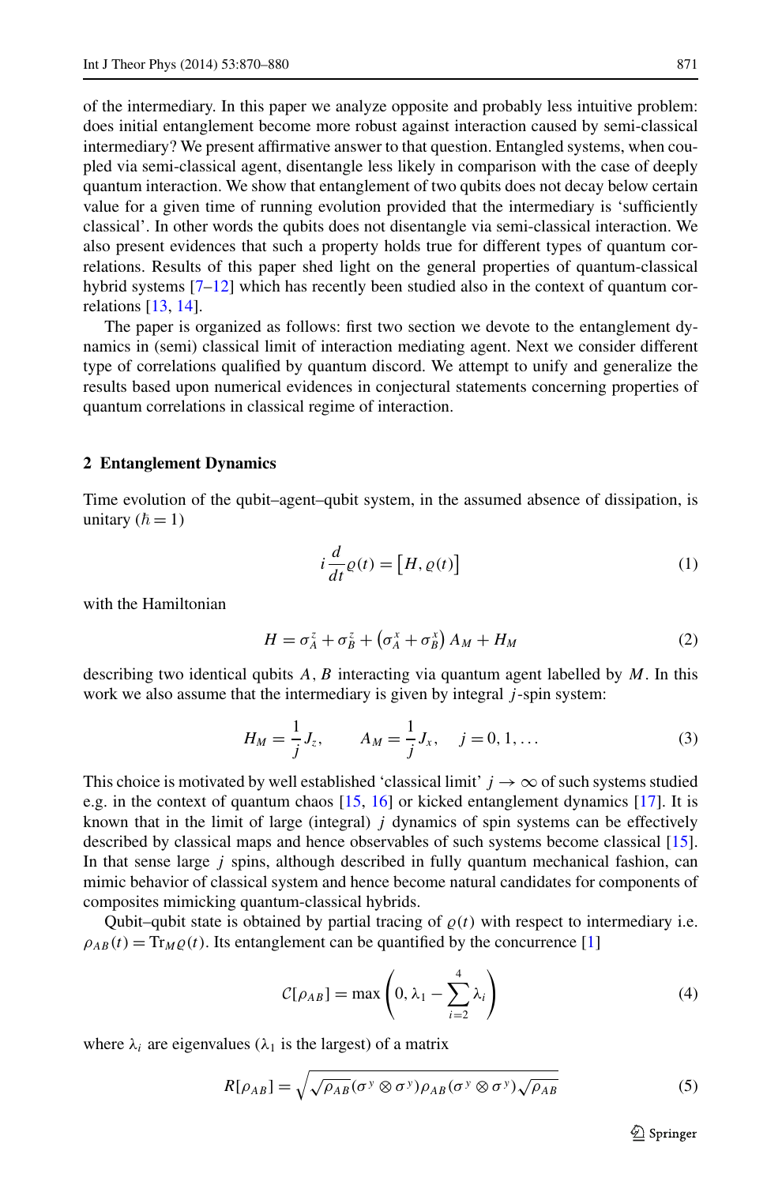of the intermediary. In this paper we analyze opposite and probably less intuitive problem: does initial entanglement become more robust against interaction caused by semi-classical intermediary? We present affirmative answer to that question. Entangled systems, when coupled via semi-classical agent, disentangle less likely in comparison with the case of deeply quantum interaction. We show that entanglement of two qubits does not decay below certain value for a given time of running evolution provided that the intermediary is 'sufficiently classical'. In other words the qubits does not disentangle via semi-classical interaction. We also present evidences that such a property holds true for different types of quantum correlations. Results of this paper shed light on the general properties of quantum-classical hybrid systems [7–12] which has recently been studied also in the context of quantum correlations [13, 14].

The paper is organized as follows: first two section we devote to the entanglement dynamics in (semi) classical limit of interaction mediating agent. Next we consider different type of correlations qualified by quantum discord. We attempt to unify and generalize the results based upon numerical evidences in conjectural statements concerning properties of quantum correlations in classical regime of interaction.

## 2 Entanglement Dynamics

Time evolution of the qubit–agent–qubit system, in the assumed absence of dissipation, is unitary ($\hbar = 1$)

$$i \frac{d}{dt} \varrho(t) = \left[H, \varrho(t)\right] \tag{1}$$

with the Hamiltonian

$$H = \sigma_A^z + \sigma_B^z + \left(\sigma_A^x + \sigma_B^x\right) A_M + H_M \tag{2}$$

describing two identical qubits $A$, $B$ interacting via quantum agent labelled by $M$. In this work we also assume that the intermediary is given by integral $j$-spin system:

$$H_M = \frac{1}{j} J_z, \qquad A_M = \frac{1}{j} J_x, \quad j = 0, 1, \ldots \tag{3}$$

This choice is motivated by well established 'classical limit' $j \to \infty$ of such systems studied e.g. in the context of quantum chaos [15, 16] or kicked entanglement dynamics [17]. It is known that in the limit of large (integral) $j$ dynamics of spin systems can be effectively described by classical maps and hence observables of such systems become classical [15]. In that sense large $j$ spins, although described in fully quantum mechanical fashion, can mimic behavior of classical system and hence become natural candidates for components of composites mimicking quantum-classical hybrids.

Qubit–qubit state is obtained by partial tracing of $\varrho(t)$ with respect to intermediary i.e. $\rho_{AB}(t) = \mathrm{Tr}_M \varrho(t)$. Its entanglement can be quantified by the concurrence [1]

$$\mathcal{C}[\rho_{AB}] = \max\left(0, \lambda_1 - \sum_{i=2}^{4} \lambda_i\right) \tag{4}$$

where $\lambda_i$ are eigenvalues ($\lambda_1$ is the largest) of a matrix

$$R[\rho_{AB}] = \sqrt{\sqrt{\rho_{AB}} (\sigma^y \otimes \sigma^y) \rho_{AB} (\sigma^y \otimes \sigma^y) \sqrt{\rho_{AB}}} \tag{5}$$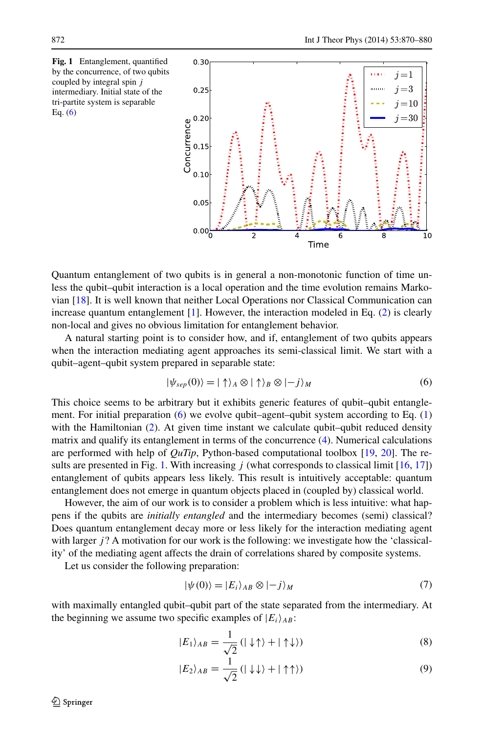**Fig. 1** Entanglement, quantified by the concurrence, of two qubits coupled by integral spin $j$ intermediary. Initial state of the tri-partite system is separable Eq. (6)

Quantum entanglement of two qubits is in general a non-monotonic function of time unless the qubit–qubit interaction is a local operation and the time evolution remains Markovian [18]. It is well known that neither Local Operations nor Classical Communication can increase quantum entanglement [1]. However, the interaction modeled in Eq. (2) is clearly non-local and gives no obvious limitation for entanglement behavior.

A natural starting point is to consider how, and if, entanglement of two qubits appears when the interaction mediating agent approaches its semi-classical limit. We start with a qubit–agent–qubit system prepared in separable state:

$$|\psi_{sep}(0)\rangle = |\uparrow\rangle_A \otimes |\uparrow\rangle_B \otimes |-j\rangle_M \tag{6}$$

This choice seems to be arbitrary but it exhibits generic features of qubit–qubit entanglement. For initial preparation (6) we evolve qubit–agent–qubit system according to Eq. (1) with the Hamiltonian (2). At given time instant we calculate qubit–qubit reduced density matrix and qualify its entanglement in terms of the concurrence (4). Numerical calculations are performed with help of *QuTip*, Python-based computational toolbox [19, 20]. The results are presented in Fig. 1. With increasing $j$ (what corresponds to classical limit [16, 17]) entanglement of qubits appears less likely. This result is intuitively acceptable: quantum entanglement does not emerge in quantum objects placed in (coupled by) classical world.

However, the aim of our work is to consider a problem which is less intuitive: what happens if the qubits are *initially entangled* and the intermediary becomes (semi) classical? Does quantum entanglement decay more or less likely for the interaction mediating agent with larger $j$? A motivation for our work is the following: we investigate how the 'classicality' of the mediating agent affects the drain of correlations shared by composite systems.

Let us consider the following preparation:

$$|\psi(0)\rangle = |E_i\rangle_{AB} \otimes |-j\rangle_M \tag{7}$$

with maximally entangled qubit–qubit part of the state separated from the intermediary. At the beginning we assume two specific examples of $|E_i\rangle_{AB}$:

$$|E_1\rangle_{AB} = \frac{1}{\sqrt{2}}(|\downarrow\uparrow\rangle + |\uparrow\downarrow\rangle) \tag{8}$$

$$|E_2\rangle_{AB} = \frac{1}{\sqrt{2}}(|\downarrow\downarrow\rangle + |\uparrow\uparrow\rangle) \tag{9}$$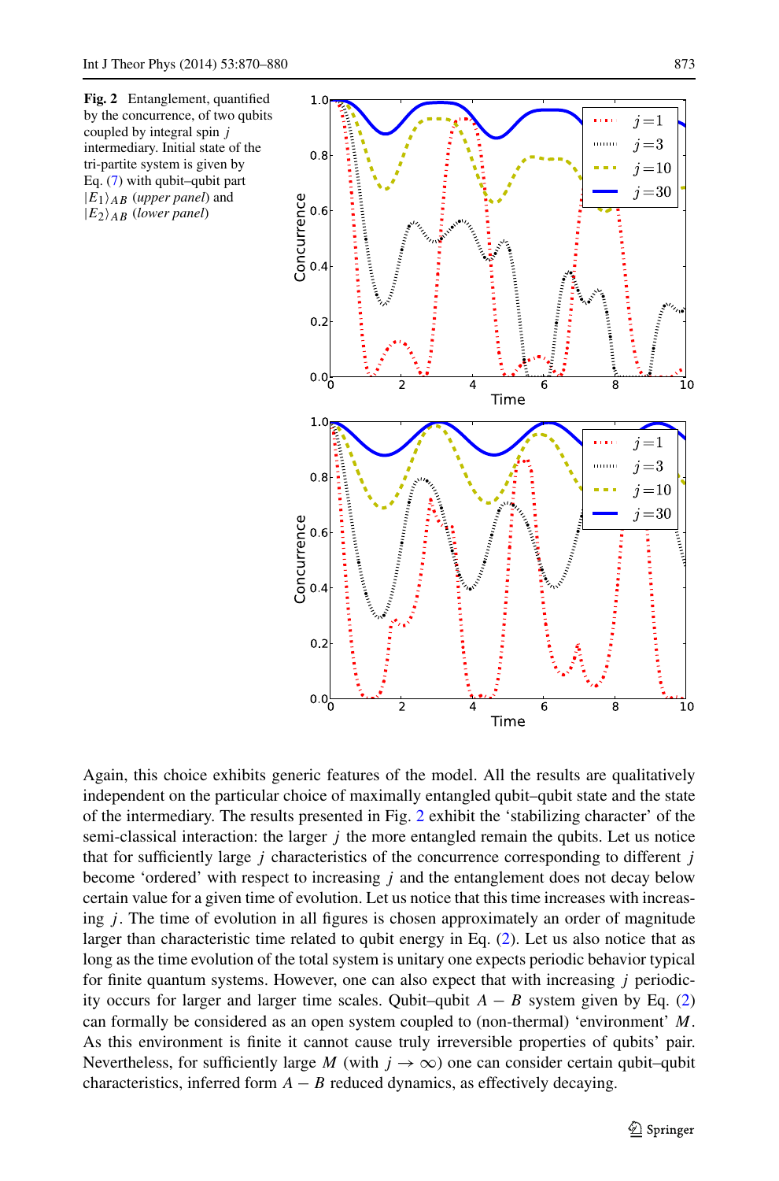**Fig. 2** Entanglement, quantified by the concurrence, of two qubits coupled by integral spin $j$ intermediary. Initial state of the tri-partite system is given by Eq. (7) with qubit–qubit part $|E_1\rangle_{AB}$ (*upper panel*) and $|E_2\rangle_{AB}$ (*lower panel*)

Again, this choice exhibits generic features of the model. All the results are qualitatively independent on the particular choice of maximally entangled qubit–qubit state and the state of the intermediary. The results presented in Fig. 2 exhibit the 'stabilizing character' of the semi-classical interaction: the larger $j$ the more entangled remain the qubits. Let us notice that for sufficiently large $j$ characteristics of the concurrence corresponding to different $j$ become 'ordered' with respect to increasing $j$ and the entanglement does not decay below certain value for a given time of evolution. Let us notice that this time increases with increasing $j$. The time of evolution in all figures is chosen approximately an order of magnitude larger than characteristic time related to qubit energy in Eq. (2). Let us also notice that as long as the time evolution of the total system is unitary one expects periodic behavior typical for finite quantum systems. However, one can also expect that with increasing $j$ periodicity occurs for larger and larger time scales. Qubit–qubit $A-B$ system given by Eq. (2) can formally be considered as an open system coupled to (non-thermal) 'environment' $M$. As this environment is finite it cannot cause truly irreversible properties of qubits' pair. Nevertheless, for sufficiently large $M$ (with $j \to \infty$) one can consider certain qubit–qubit characteristics, inferred form $A-B$ reduced dynamics, as effectively decaying.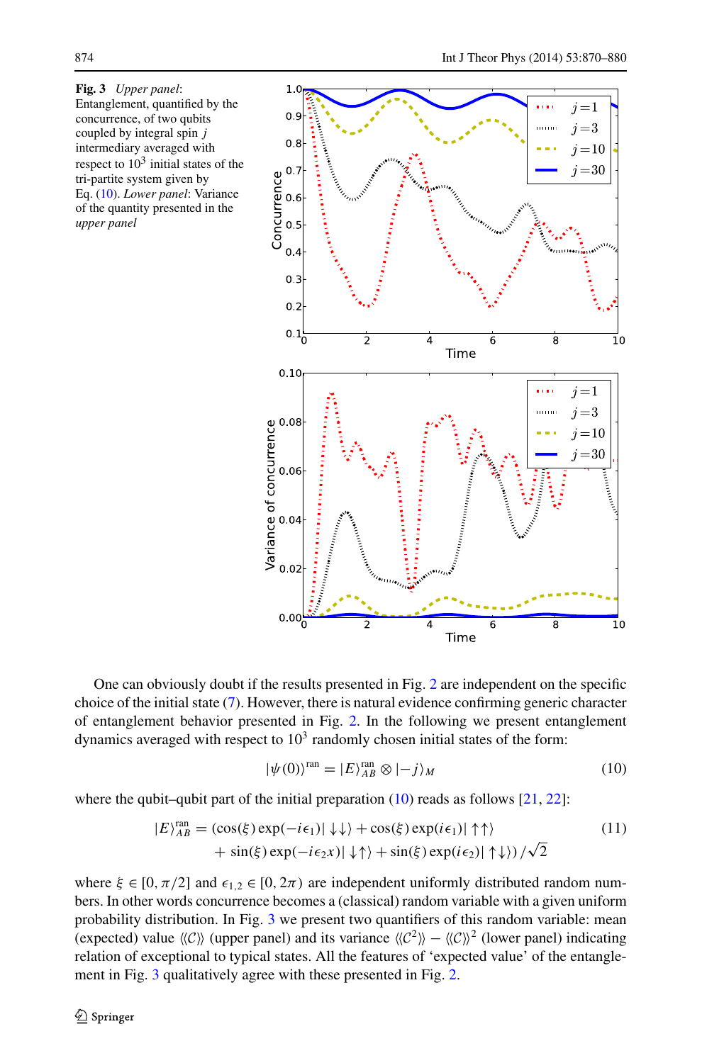**Fig. 3** *Upper panel*: Entanglement, quantified by the concurrence, of two qubits coupled by integral spin $j$ intermediary averaged with respect to $10^3$ initial states of the tri-partite system given by Eq. (10). *Lower panel*: Variance of the quantity presented in the *upper panel*

One can obviously doubt if the results presented in Fig. 2 are independent on the specific choice of the initial state (7). However, there is natural evidence confirming generic character of entanglement behavior presented in Fig. 2. In the following we present entanglement dynamics averaged with respect to $10^3$ randomly chosen initial states of the form:

$$|\psi(0)\rangle^{\text{ran}} = |E\rangle_{AB}^{\text{ran}} \otimes |-j\rangle_M \tag{10}$$

where the qubit–qubit part of the initial preparation (10) reads as follows [21, 22]:

$$\begin{aligned} |E\rangle_{AB}^{\text{ran}} = \big(&\cos(\xi)\exp(-i\epsilon_1)|\downarrow\downarrow\rangle + \cos(\xi)\exp(i\epsilon_1)|\uparrow\uparrow\rangle \\ &+ \sin(\xi)\exp(-i\epsilon_2 x)|\downarrow\uparrow\rangle + \sin(\xi)\exp(i\epsilon_2)|\uparrow\downarrow\rangle\big)/\sqrt{2} \end{aligned} \tag{11}$$

where $\xi \in [0, \pi/2]$ and $\epsilon_{1,2} \in [0, 2\pi)$ are independent uniformly distributed random numbers. In other words concurrence becomes a (classical) random variable with a given uniform probability distribution. In Fig. 3 we present two quantifiers of this random variable: mean (expected) value $\langle\langle\mathcal{C}\rangle\rangle$ (upper panel) and its variance $\langle\langle\mathcal{C}^2\rangle\rangle - \langle\langle\mathcal{C}\rangle\rangle^2$ (lower panel) indicating relation of exceptional to typical states. All the features of 'expected value' of the entanglement in Fig. 3 qualitatively agree with these presented in Fig. 2.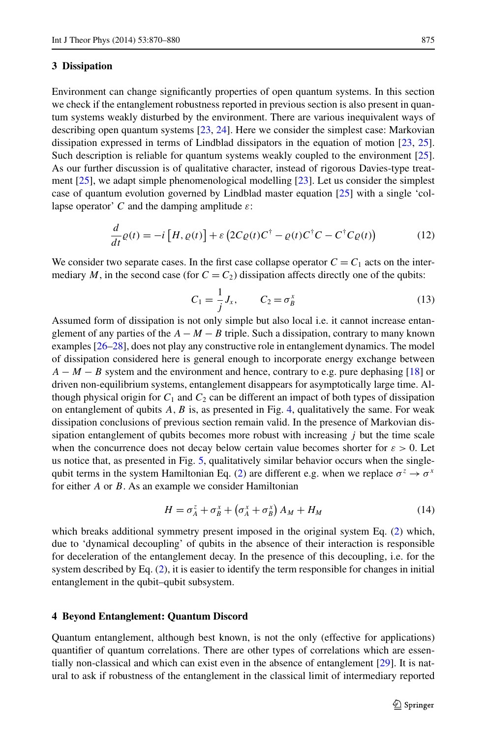## 3 Dissipation

Environment can change significantly properties of open quantum systems. In this section we check if the entanglement robustness reported in previous section is also present in quantum systems weakly disturbed by the environment. There are various inequivalent ways of describing open quantum systems [23, 24]. Here we consider the simplest case: Markovian dissipation expressed in terms of Lindblad dissipators in the equation of motion [23, 25]. Such description is reliable for quantum systems weakly coupled to the environment [25]. As our further discussion is of qualitative character, instead of rigorous Davies-type treatment [25], we adapt simple phenomenological modelling [23]. Let us consider the simplest case of quantum evolution governed by Lindblad master equation [25] with a single 'collapse operator' $C$ and the damping amplitude $\varepsilon$:

$$\frac{d}{dt}\varrho(t) = -i\left[H, \varrho(t)\right] + \varepsilon\left(2C\varrho(t)C^{\dagger} - \varrho(t)C^{\dagger}C - C^{\dagger}C\varrho(t)\right) \tag{12}$$

We consider two separate cases. In the first case collapse operator $C = C_1$ acts on the intermediary $M$, in the second case (for $C = C_2$) dissipation affects directly one of the qubits:

$$C_1 = \frac{1}{j}J_x, \qquad C_2 = \sigma_B^x \tag{13}$$

Assumed form of dissipation is not only simple but also local i.e. it cannot increase entanglement of any parties of the $A - M - B$ triple. Such a dissipation, contrary to many known examples [26–28], does not play any constructive role in entanglement dynamics. The model of dissipation considered here is general enough to incorporate energy exchange between $A - M - B$ system and the environment and hence, contrary to e.g. pure dephasing [18] or driven non-equilibrium systems, entanglement disappears for asymptotically large time. Although physical origin for $C_1$ and $C_2$ can be different an impact of both types of dissipation on entanglement of qubits $A$, $B$ is, as presented in Fig. 4, qualitatively the same. For weak dissipation conclusions of previous section remain valid. In the presence of Markovian dissipation entanglement of qubits becomes more robust with increasing $j$ but the time scale when the concurrence does not decay below certain value becomes shorter for $\varepsilon > 0$. Let us notice that, as presented in Fig. 5, qualitatively similar behavior occurs when the single-qubit terms in the system Hamiltonian Eq. (2) are different e.g. when we replace $\sigma^z \to \sigma^x$ for either $A$ or $B$. As an example we consider Hamiltonian

$$H = \sigma_A^z + \sigma_B^x + \left(\sigma_A^x + \sigma_B^x\right)A_M + H_M \tag{14}$$

which breaks additional symmetry present imposed in the original system Eq. (2) which, due to 'dynamical decoupling' of qubits in the absence of their interaction is responsible for deceleration of the entanglement decay. In the presence of this decoupling, i.e. for the system described by Eq. (2), it is easier to identify the term responsible for changes in initial entanglement in the qubit–qubit subsystem.

## 4 Beyond Entanglement: Quantum Discord

Quantum entanglement, although best known, is not the only (effective for applications) quantifier of quantum correlations. There are other types of correlations which are essentially non-classical and which can exist even in the absence of entanglement [29]. It is natural to ask if robustness of the entanglement in the classical limit of intermediary reported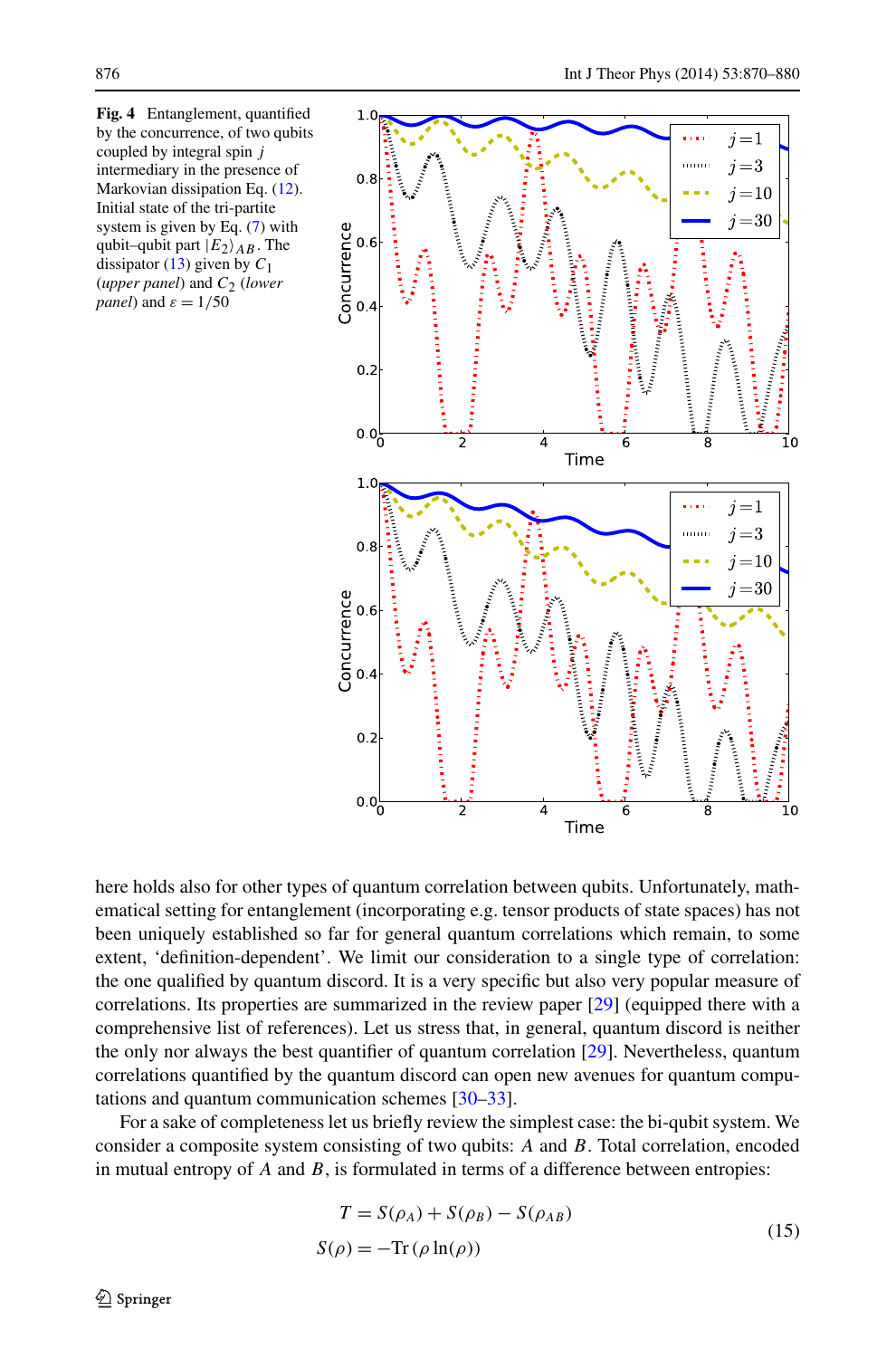**Fig. 4** Entanglement, quantified by the concurrence, of two qubits coupled by integral spin $j$ intermediary in the presence of Markovian dissipation Eq. (12). Initial state of the tri-partite system is given by Eq. (7) with qubit–qubit part $|E_2\rangle_{AB}$. The dissipator (13) given by $C_1$ (*upper panel*) and $C_2$ (*lower panel*) and $\varepsilon = 1/50$

here holds also for other types of quantum correlation between qubits. Unfortunately, mathematical setting for entanglement (incorporating e.g. tensor products of state spaces) has not been uniquely established so far for general quantum correlations which remain, to some extent, 'definition-dependent'. We limit our consideration to a single type of correlation: the one qualified by quantum discord. It is a very specific but also very popular measure of correlations. Its properties are summarized in the review paper [29] (equipped there with a comprehensive list of references). Let us stress that, in general, quantum discord is neither the only nor always the best quantifier of quantum correlation [29]. Nevertheless, quantum correlations quantified by the quantum discord can open new avenues for quantum computations and quantum communication schemes [30–33].

For a sake of completeness let us briefly review the simplest case: the bi-qubit system. We consider a composite system consisting of two qubits: $A$ and $B$. Total correlation, encoded in mutual entropy of $A$ and $B$, is formulated in terms of a difference between entropies:

$$
\begin{aligned}
T &= S(\rho_A) + S(\rho_B) - S(\rho_{AB}) \\
S(\rho) &= -\mathrm{Tr}\,(\rho \ln(\rho))
\end{aligned}
\tag{15}
$$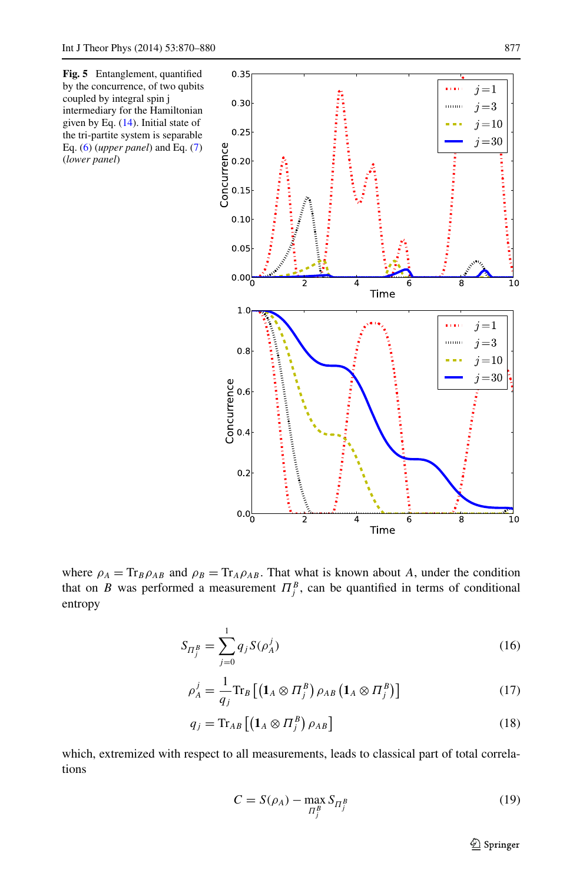**Fig. 5** Entanglement, quantified by the concurrence, of two qubits coupled by integral spin j intermediary for the Hamiltonian given by Eq. (14). Initial state of the tri-partite system is separable Eq. (6) (*upper panel*) and Eq. (7) (*lower panel*)

where $\rho_A = \text{Tr}_B \rho_{AB}$ and $\rho_B = \text{Tr}_A \rho_{AB}$. That what is known about $A$, under the condition that on $B$ was performed a measurement $\Pi_j^B$, can be quantified in terms of conditional entropy

$$S_{\Pi_j^B} = \sum_{j=0}^{1} q_j S(\rho_A^j) \tag{16}$$

$$\rho_A^j = \frac{1}{q_j} \text{Tr}_B \left[ \left( \mathbf{1}_A \otimes \Pi_j^B \right) \rho_{AB} \left( \mathbf{1}_A \otimes \Pi_j^B \right) \right] \tag{17}$$

$$q_j = \text{Tr}_{AB} \left[ \left( \mathbf{1}_A \otimes \Pi_j^B \right) \rho_{AB} \right] \tag{18}$$

which, extremized with respect to all measurements, leads to classical part of total correlations

$$C = S(\rho_A) - \max_{\Pi_j^B} S_{\Pi_j^B} \tag{19}$$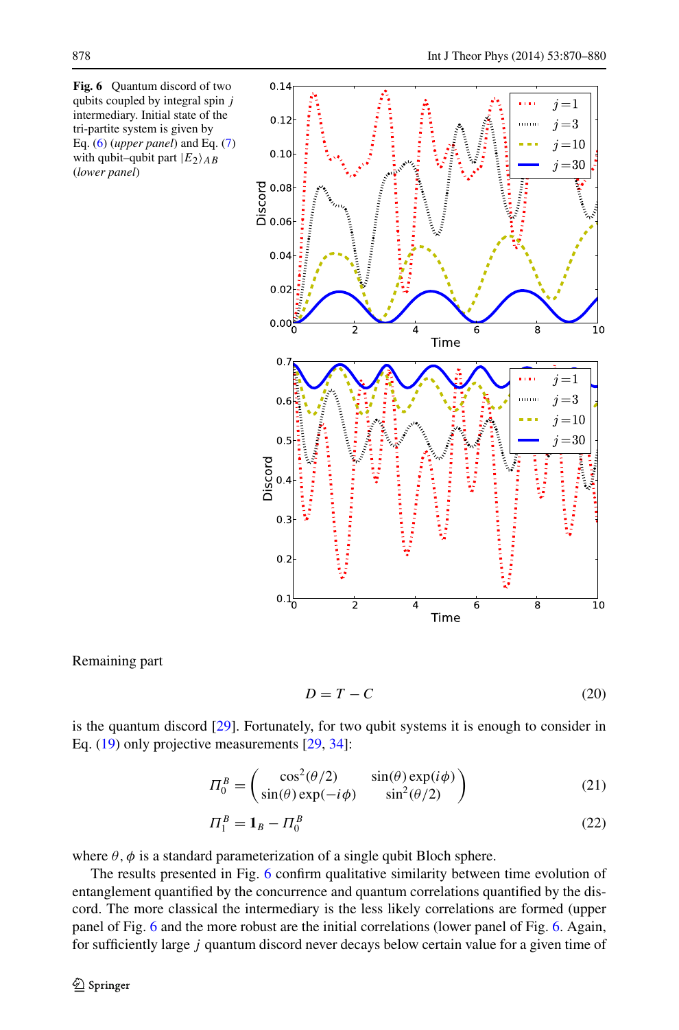**Fig. 6** Quantum discord of two qubits coupled by integral spin $j$ intermediary. Initial state of the tri-partite system is given by Eq. (6) (*upper panel*) and Eq. (7) with qubit–qubit part $|E_2\rangle_{AB}$ (*lower panel*)

Remaining part

$$D = T - C \tag{20}$$

is the quantum discord [29]. Fortunately, for two qubit systems it is enough to consider in Eq. (19) only projective measurements [29, 34]:

$$\Pi_0^B = \begin{pmatrix} \cos^2(\theta/2) & \sin(\theta)\exp(i\phi) \\ \sin(\theta)\exp(-i\phi) & \sin^2(\theta/2) \end{pmatrix} \tag{21}$$

$$\Pi_1^B = \mathbf{1}_B - \Pi_0^B \tag{22}$$

where $\theta, \phi$ is a standard parameterization of a single qubit Bloch sphere.

The results presented in Fig. 6 confirm qualitative similarity between time evolution of entanglement quantified by the concurrence and quantum correlations quantified by the discord. The more classical the intermediary is the less likely correlations are formed (upper panel of Fig. 6 and the more robust are the initial correlations (lower panel of Fig. 6. Again, for sufficiently large $j$ quantum discord never decays below certain value for a given time of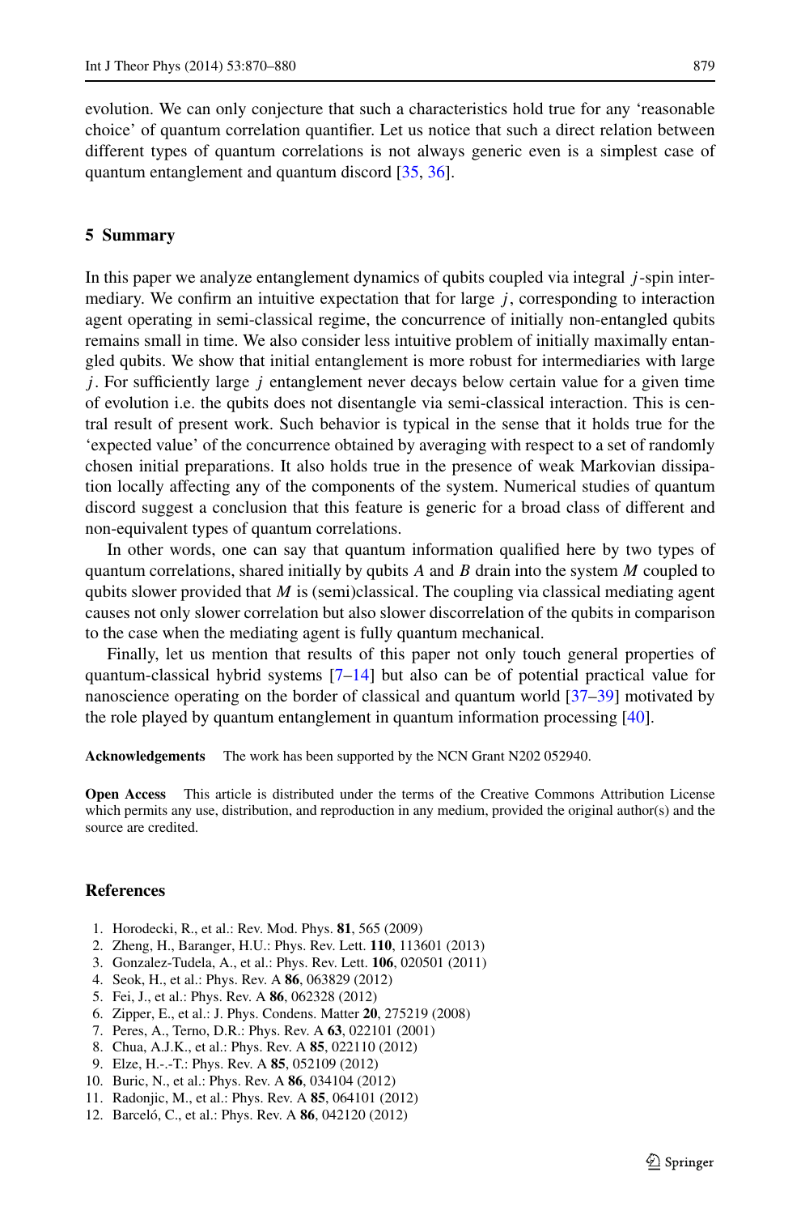evolution. We can only conjecture that such a characteristics hold true for any 'reasonable choice' of quantum correlation quantifier. Let us notice that such a direct relation between different types of quantum correlations is not always generic even is a simplest case of quantum entanglement and quantum discord [35, 36].

## 5 Summary

In this paper we analyze entanglement dynamics of qubits coupled via integral $j$-spin intermediary. We confirm an intuitive expectation that for large $j$, corresponding to interaction agent operating in semi-classical regime, the concurrence of initially non-entangled qubits remains small in time. We also consider less intuitive problem of initially maximally entangled qubits. We show that initial entanglement is more robust for intermediaries with large $j$. For sufficiently large $j$ entanglement never decays below certain value for a given time of evolution i.e. the qubits does not disentangle via semi-classical interaction. This is central result of present work. Such behavior is typical in the sense that it holds true for the 'expected value' of the concurrence obtained by averaging with respect to a set of randomly chosen initial preparations. It also holds true in the presence of weak Markovian dissipation locally affecting any of the components of the system. Numerical studies of quantum discord suggest a conclusion that this feature is generic for a broad class of different and non-equivalent types of quantum correlations.

In other words, one can say that quantum information qualified here by two types of quantum correlations, shared initially by qubits $A$ and $B$ drain into the system $M$ coupled to qubits slower provided that $M$ is (semi)classical. The coupling via classical mediating agent causes not only slower correlation but also slower discorrelation of the qubits in comparison to the case when the mediating agent is fully quantum mechanical.

Finally, let us mention that results of this paper not only touch general properties of quantum-classical hybrid systems [7–14] but also can be of potential practical value for nanoscience operating on the border of classical and quantum world [37–39] motivated by the role played by quantum entanglement in quantum information processing [40].

**Acknowledgements** The work has been supported by the NCN Grant N202 052940.

**Open Access** This article is distributed under the terms of the Creative Commons Attribution License which permits any use, distribution, and reproduction in any medium, provided the original author(s) and the source are credited.

## References

1. Horodecki, R., et al.: Rev. Mod. Phys. **81**, 565 (2009)
2. Zheng, H., Baranger, H.U.: Phys. Rev. Lett. **110**, 113601 (2013)
3. Gonzalez-Tudela, A., et al.: Phys. Rev. Lett. **106**, 020501 (2011)
4. Seok, H., et al.: Phys. Rev. A **86**, 063829 (2012)
5. Fei, J., et al.: Phys. Rev. A **86**, 062328 (2012)
6. Zipper, E., et al.: J. Phys. Condens. Matter **20**, 275219 (2008)
7. Peres, A., Terno, D.R.: Phys. Rev. A **63**, 022101 (2001)
8. Chua, A.J.K., et al.: Phys. Rev. A **85**, 022110 (2012)
9. Elze, H.-.-T.: Phys. Rev. A **85**, 052109 (2012)
10. Buric, N., et al.: Phys. Rev. A **86**, 034104 (2012)
11. Radonjic, M., et al.: Phys. Rev. A **85**, 064101 (2012)
12. Barceló, C., et al.: Phys. Rev. A **86**, 042120 (2012)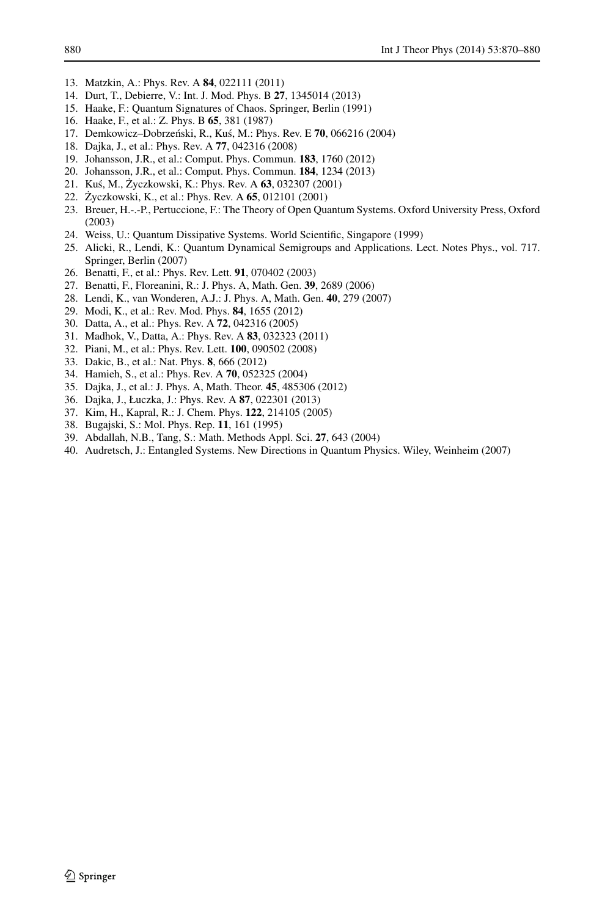13. Matzkin, A.: Phys. Rev. A **84**, 022111 (2011)
14. Durt, T., Debierre, V.: Int. J. Mod. Phys. B **27**, 1345014 (2013)
15. Haake, F.: Quantum Signatures of Chaos. Springer, Berlin (1991)
16. Haake, F., et al.: Z. Phys. B **65**, 381 (1987)
17. Demkowicz–Dobrzański, R., Kuś, M.: Phys. Rev. E **70**, 066216 (2004)
18. Dajka, J., et al.: Phys. Rev. A **77**, 042316 (2008)
19. Johansson, J.R., et al.: Comput. Phys. Commun. **183**, 1760 (2012)
20. Johansson, J.R., et al.: Comput. Phys. Commun. **184**, 1234 (2013)
21. Kuś, M., Życzkowski, K.: Phys. Rev. A **63**, 032307 (2001)
22. Życzkowski, K., et al.: Phys. Rev. A **65**, 012101 (2001)
23. Breuer, H.-.-P., Pertuccione, F.: The Theory of Open Quantum Systems. Oxford University Press, Oxford (2003)
24. Weiss, U.: Quantum Dissipative Systems. World Scientific, Singapore (1999)
25. Alicki, R., Lendi, K.: Quantum Dynamical Semigroups and Applications. Lect. Notes Phys., vol. 717. Springer, Berlin (2007)
26. Benatti, F., et al.: Phys. Rev. Lett. **91**, 070402 (2003)
27. Benatti, F., Floreanini, R.: J. Phys. A, Math. Gen. **39**, 2689 (2006)
28. Lendi, K., van Wonderen, A.J.: J. Phys. A, Math. Gen. **40**, 279 (2007)
29. Modi, K., et al.: Rev. Mod. Phys. **84**, 1655 (2012)
30. Datta, A., et al.: Phys. Rev. A **72**, 042316 (2005)
31. Madhok, V., Datta, A.: Phys. Rev. A **83**, 032323 (2011)
32. Piani, M., et al.: Phys. Rev. Lett. **100**, 090502 (2008)
33. Dakic, B., et al.: Nat. Phys. **8**, 666 (2012)
34. Hamieh, S., et al.: Phys. Rev. A **70**, 052325 (2004)
35. Dajka, J., et al.: J. Phys. A, Math. Theor. **45**, 485306 (2012)
36. Dajka, J., Łuczka, J.: Phys. Rev. A **87**, 022301 (2013)
37. Kim, H., Kapral, R.: J. Chem. Phys. **122**, 214105 (2005)
38. Bugajski, S.: Mol. Phys. Rep. **11**, 161 (1995)
39. Abdallah, N.B., Tang, S.: Math. Methods Appl. Sci. **27**, 643 (2004)
40. Audretsch, J.: Entangled Systems. New Directions in Quantum Physics. Wiley, Weinheim (2007)